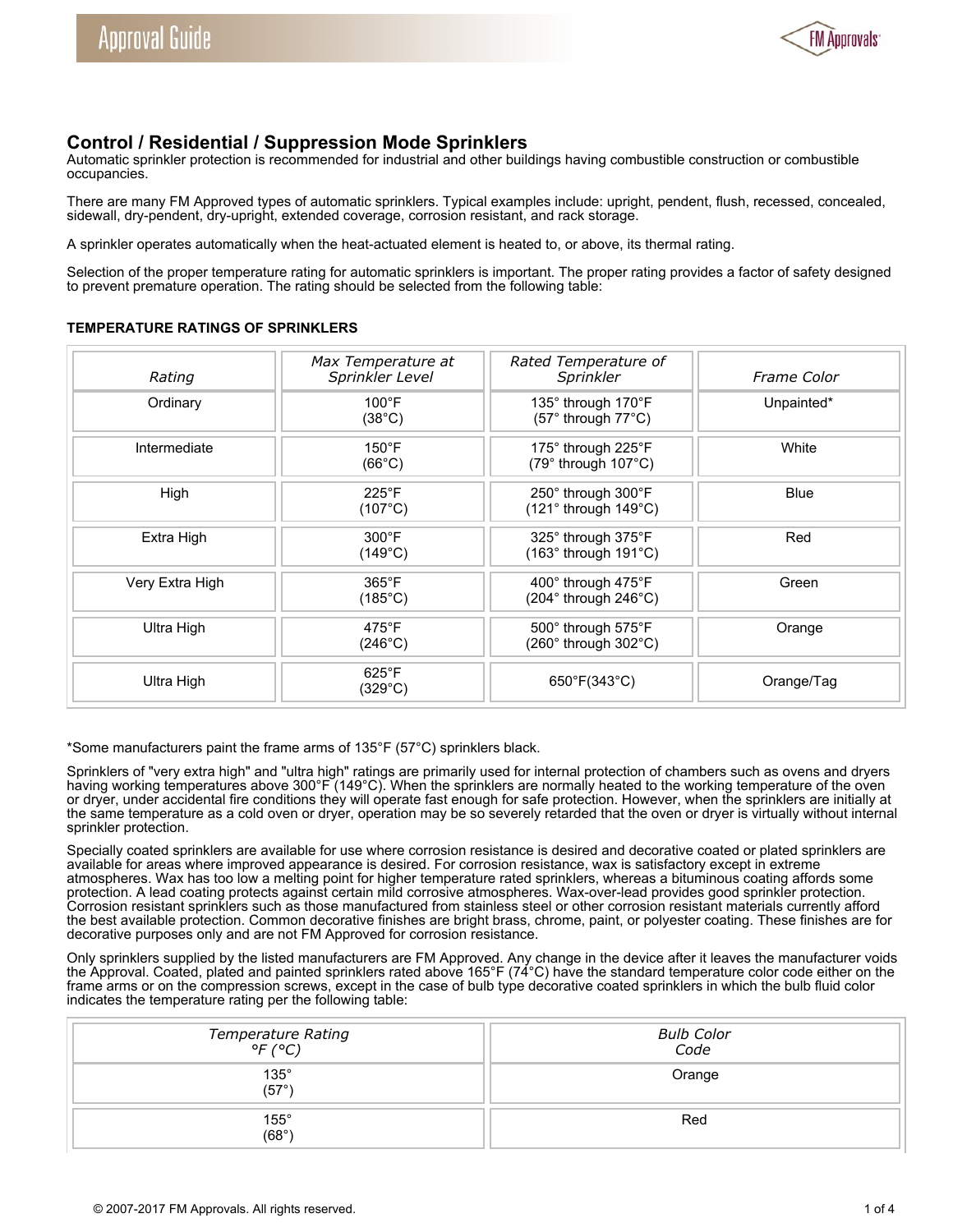## Control / Residential / Suppression Mode Sprinklers

Automatic sprinkler protection is recommended for industrial and other buildings having combustible construction or combustible occupancies.

There are many FM Approved types of automatic sprinklers. Typical examples include: upright, pendent, flush, recessed, concealed, sidewall, dry-pendent, dry-upright, extended coverage, corrosion resistant, and rack storage.

A sprinkler operates automatically when the heat-actuated element is heated to, or above, its thermal rating.

Selection of the proper temperature rating for automatic sprinklers is important. The proper rating provides a factor of safety designed to prevent premature operation. The rating should be selected from the following table:

**TEMPERATURE RATINGS OF SPRINKLERS**

| *Rating* | *Max Temperature at Sprinkler Level* | *Rated Temperature of Sprinkler* | *Frame Color* |
|---|---|---|---|
| Ordinary | 100°F (38°C) | 135° through 170°F (57° through 77°C) | Unpainted* |
| Intermediate | 150°F (66°C) | 175° through 225°F (79° through 107°C) | White |
| High | 225°F (107°C) | 250° through 300°F (121° through 149°C) | Blue |
| Extra High | 300°F (149°C) | 325° through 375°F (163° through 191°C) | Red |
| Very Extra High | 365°F (185°C) | 400° through 475°F (204° through 246°C) | Green |
| Ultra High | 475°F (246°C) | 500° through 575°F (260° through 302°C) | Orange |
| Ultra High | 625°F (329°C) | 650°F(343°C) | Orange/Tag |

*Some manufacturers paint the frame arms of 135°F (57°C) sprinklers black.

Sprinklers of "very extra high" and "ultra high" ratings are primarily used for internal protection of chambers such as ovens and dryers having working temperatures above 300°F (149°C). When the sprinklers are normally heated to the working temperature of the oven or dryer, under accidental fire conditions they will operate fast enough for safe protection. However, when the sprinklers are initially at the same temperature as a cold oven or dryer, operation may be so severely retarded that the oven or dryer is virtually without internal sprinkler protection.

Specially coated sprinklers are available for use where corrosion resistance is desired and decorative coated or plated sprinklers are available for areas where improved appearance is desired. For corrosion resistance, wax is satisfactory except in extreme atmospheres. Wax has too low a melting point for higher temperature rated sprinklers, whereas a bituminous coating affords some protection. A lead coating protects against certain mild corrosive atmospheres. Wax-over-lead provides good sprinkler protection. Corrosion resistant sprinklers such as those manufactured from stainless steel or other corrosion resistant materials currently afford the best available protection. Common decorative finishes are bright brass, chrome, paint, or polyester coating. These finishes are for decorative purposes only and are not FM Approved for corrosion resistance.

Only sprinklers supplied by the listed manufacturers are FM Approved. Any change in the device after it leaves the manufacturer voids the Approval. Coated, plated and painted sprinklers rated above 165°F (74°C) have the standard temperature color code either on the frame arms or on the compression screws, except in the case of bulb type decorative coated sprinklers in which the bulb fluid color indicates the temperature rating per the following table:

| *Temperature Rating °F (°C)* | *Bulb Color Code* |
|---|---|
| 135° (57°) | Orange |
| 155° (68°) | Red |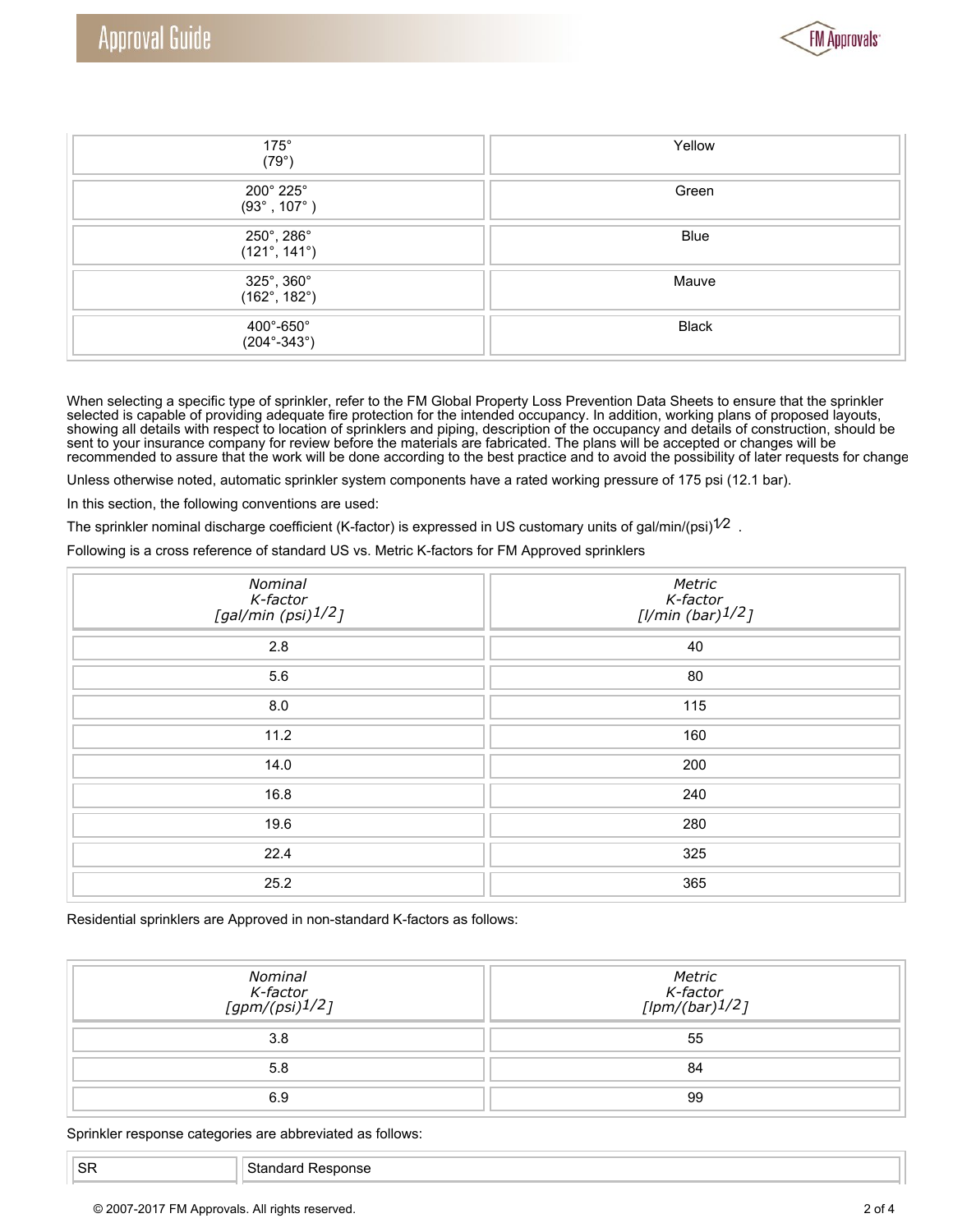| | |
|---|---|
| 175° (79°) | Yellow |
| 200° 225° (93° , 107° ) | Green |
| 250°, 286° (121°, 141°) | Blue |
| 325°, 360° (162°, 182°) | Mauve |
| 400°-650° (204°-343°) | Black |

When selecting a specific type of sprinkler, refer to the FM Global Property Loss Prevention Data Sheets to ensure that the sprinkler selected is capable of providing adequate fire protection for the intended occupancy. In addition, working plans of proposed layouts, showing all details with respect to location of sprinklers and piping, description of the occupancy and details of construction, should be sent to your insurance company for review before the materials are fabricated. The plans will be accepted or changes will be recommended to assure that the work will be done according to the best practice and to avoid the possibility of later requests for change

Unless otherwise noted, automatic sprinkler system components have a rated working pressure of 175 psi (12.1 bar).

In this section, the following conventions are used:

The sprinkler nominal discharge coefficient (K-factor) is expressed in US customary units of gal/min/(psi)$^{1/2}$ .

Following is a cross reference of standard US vs. Metric K-factors for FM Approved sprinklers

| *Nominal K-factor [gal/min (psi)$^{1/2}$]* | *Metric K-factor [l/min (bar)$^{1/2}$]* |
|---|---|
| 2.8 | 40 |
| 5.6 | 80 |
| 8.0 | 115 |
| 11.2 | 160 |
| 14.0 | 200 |
| 16.8 | 240 |
| 19.6 | 280 |
| 22.4 | 325 |
| 25.2 | 365 |

Residential sprinklers are Approved in non-standard K-factors as follows:

| *Nominal K-factor [gpm/(psi)$^{1/2}$]* | *Metric K-factor [lpm/(bar)$^{1/2}$]* |
|---|---|
| 3.8 | 55 |
| 5.8 | 84 |
| 6.9 | 99 |

Sprinkler response categories are abbreviated as follows:

| | |
|---|---|
| SR | Standard Response |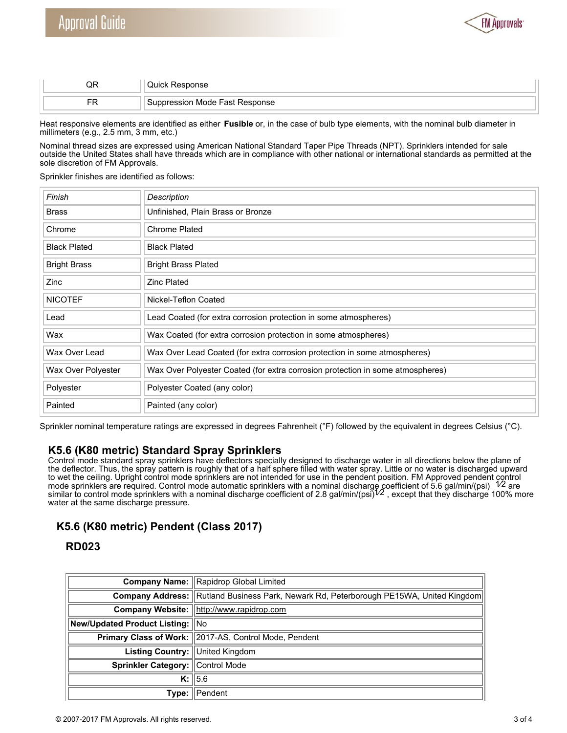| | |
|---|---|
| QR | Quick Response |
| FR | Suppression Mode Fast Response |

Heat responsive elements are identified as either **Fusible** or, in the case of bulb type elements, with the nominal bulb diameter in millimeters (e.g., 2.5 mm, 3 mm, etc.)

Nominal thread sizes are expressed using American National Standard Taper Pipe Threads (NPT). Sprinklers intended for sale outside the United States shall have threads which are in compliance with other national or international standards as permitted at the sole discretion of FM Approvals.

Sprinkler finishes are identified as follows:

| *Finish* | *Description* |
|---|---|
| Brass | Unfinished, Plain Brass or Bronze |
| Chrome | Chrome Plated |
| Black Plated | Black Plated |
| Bright Brass | Bright Brass Plated |
| Zinc | Zinc Plated |
| NICOTEF | Nickel-Teflon Coated |
| Lead | Lead Coated (for extra corrosion protection in some atmospheres) |
| Wax | Wax Coated (for extra corrosion protection in some atmospheres) |
| Wax Over Lead | Wax Over Lead Coated (for extra corrosion protection in some atmospheres) |
| Wax Over Polyester | Wax Over Polyester Coated (for extra corrosion protection in some atmospheres) |
| Polyester | Polyester Coated (any color) |
| Painted | Painted (any color) |

Sprinkler nominal temperature ratings are expressed in degrees Fahrenheit (°F) followed by the equivalent in degrees Celsius (°C).

## K5.6 (K80 metric) Standard Spray Sprinklers

Control mode standard spray sprinklers have deflectors specially designed to discharge water in all directions below the plane of the deflector. Thus, the spray pattern is roughly that of a half sphere filled with water spray. Little or no water is discharged upward to wet the ceiling. Upright control mode sprinklers are not intended for use in the pendent position. FM Approved pendent control mode sprinklers are required. Control mode automatic sprinklers with a nominal discharge coefficient of 5.6 gal/min/(psi) $^{1/2}$ are similar to control mode sprinklers with a nominal discharge coefficient of 2.8 gal/min/(psi)$^{1/2}$ , except that they discharge 100% more water at the same discharge pressure.

### K5.6 (K80 metric) Pendent (Class 2017)

#### RD023

| | |
|---|---|
| **Company Name:** | Rapidrop Global Limited |
| **Company Address:** | Rutland Business Park, Newark Rd, Peterborough PE15WA, United Kingdom |
| **Company Website:** | http://www.rapidrop.com |
| **New/Updated Product Listing:** | No |
| **Primary Class of Work:** | 2017-AS, Control Mode, Pendent |
| **Listing Country:** | United Kingdom |
| **Sprinkler Category:** | Control Mode |
| **K:** | 5.6 |
| **Type:** | Pendent |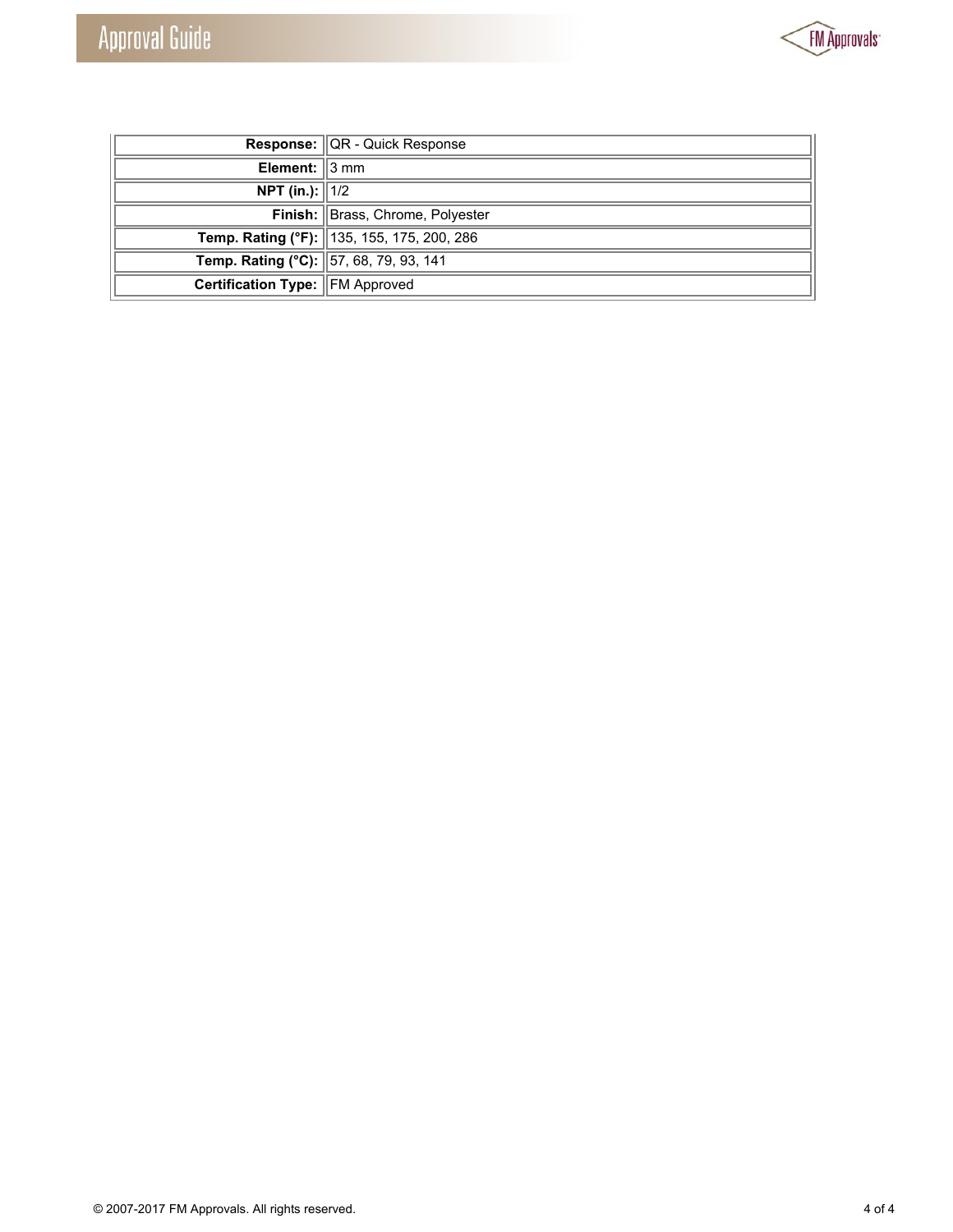| | |
|---|---|
| **Response:** | QR - Quick Response |
| **Element:** | 3 mm |
| **NPT (in.):** | 1/2 |
| **Finish:** | Brass, Chrome, Polyester |
| **Temp. Rating (°F):** | 135, 155, 175, 200, 286 |
| **Temp. Rating (°C):** | 57, 68, 79, 93, 141 |
| **Certification Type:** | FM Approved |

© 2007-2017 FM Approvals. All rights reserved.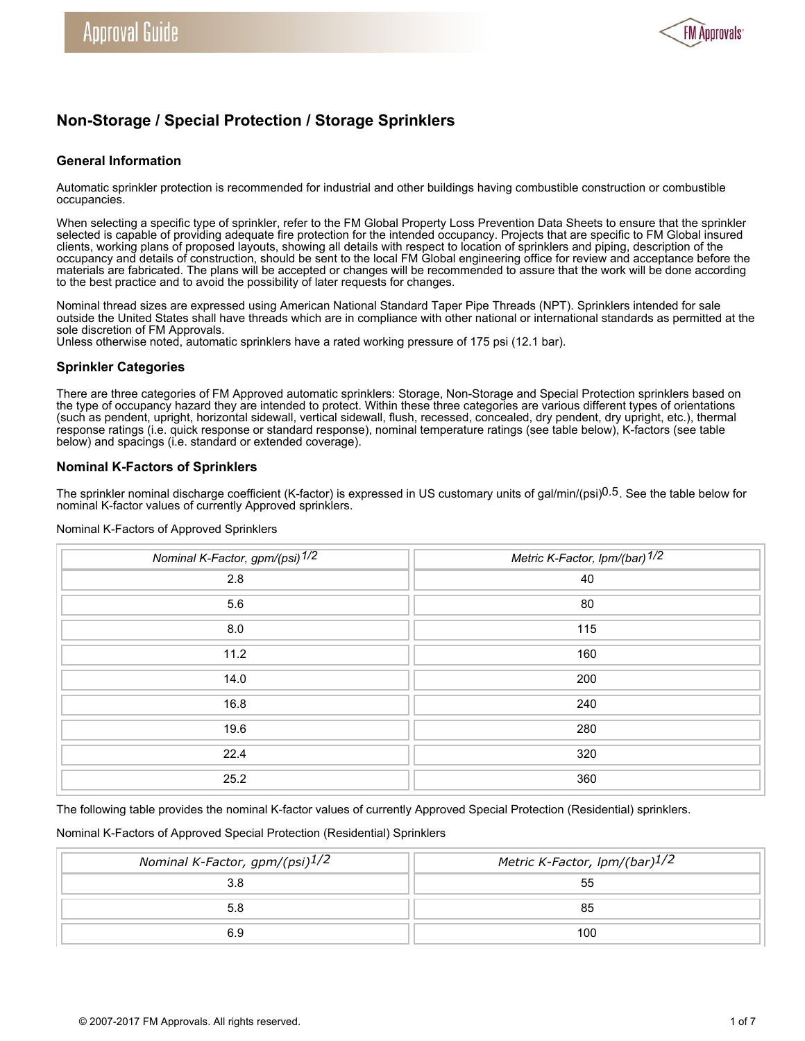## Non-Storage / Special Protection / Storage Sprinklers

### General Information

Automatic sprinkler protection is recommended for industrial and other buildings having combustible construction or combustible occupancies.

When selecting a specific type of sprinkler, refer to the FM Global Property Loss Prevention Data Sheets to ensure that the sprinkler selected is capable of providing adequate fire protection for the intended occupancy. Projects that are specific to FM Global insured clients, working plans of proposed layouts, showing all details with respect to location of sprinklers and piping, description of the occupancy and details of construction, should be sent to the local FM Global engineering office for review and acceptance before the materials are fabricated. The plans will be accepted or changes will be recommended to assure that the work will be done according to the best practice and to avoid the possibility of later requests for changes.

Nominal thread sizes are expressed using American National Standard Taper Pipe Threads (NPT). Sprinklers intended for sale outside the United States shall have threads which are in compliance with other national or international standards as permitted at the sole discretion of FM Approvals.
Unless otherwise noted, automatic sprinklers have a rated working pressure of 175 psi (12.1 bar).

### Sprinkler Categories

There are three categories of FM Approved automatic sprinklers: Storage, Non-Storage and Special Protection sprinklers based on the type of occupancy hazard they are intended to protect. Within these three categories are various different types of orientations (such as pendent, upright, horizontal sidewall, vertical sidewall, flush, recessed, concealed, dry pendent, dry upright, etc.), thermal response ratings (i.e. quick response or standard response), nominal temperature ratings (see table below), K-factors (see table below) and spacings (i.e. standard or extended coverage).

### Nominal K-Factors of Sprinklers

The sprinkler nominal discharge coefficient (K-factor) is expressed in US customary units of gal/min/(psi)$^{0.5}$. See the table below for nominal K-factor values of currently Approved sprinklers.

Nominal K-Factors of Approved Sprinklers

| *Nominal K-Factor, gpm/(psi)$^{1/2}$* | *Metric K-Factor, lpm/(bar)$^{1/2}$* |
|---|---|
| 2.8 | 40 |
| 5.6 | 80 |
| 8.0 | 115 |
| 11.2 | 160 |
| 14.0 | 200 |
| 16.8 | 240 |
| 19.6 | 280 |
| 22.4 | 320 |
| 25.2 | 360 |

The following table provides the nominal K-factor values of currently Approved Special Protection (Residential) sprinklers.

Nominal K-Factors of Approved Special Protection (Residential) Sprinklers

| *Nominal K-Factor, gpm/(psi)$^{1/2}$* | *Metric K-Factor, lpm/(bar)$^{1/2}$* |
|---|---|
| 3.8 | 55 |
| 5.8 | 85 |
| 6.9 | 100 |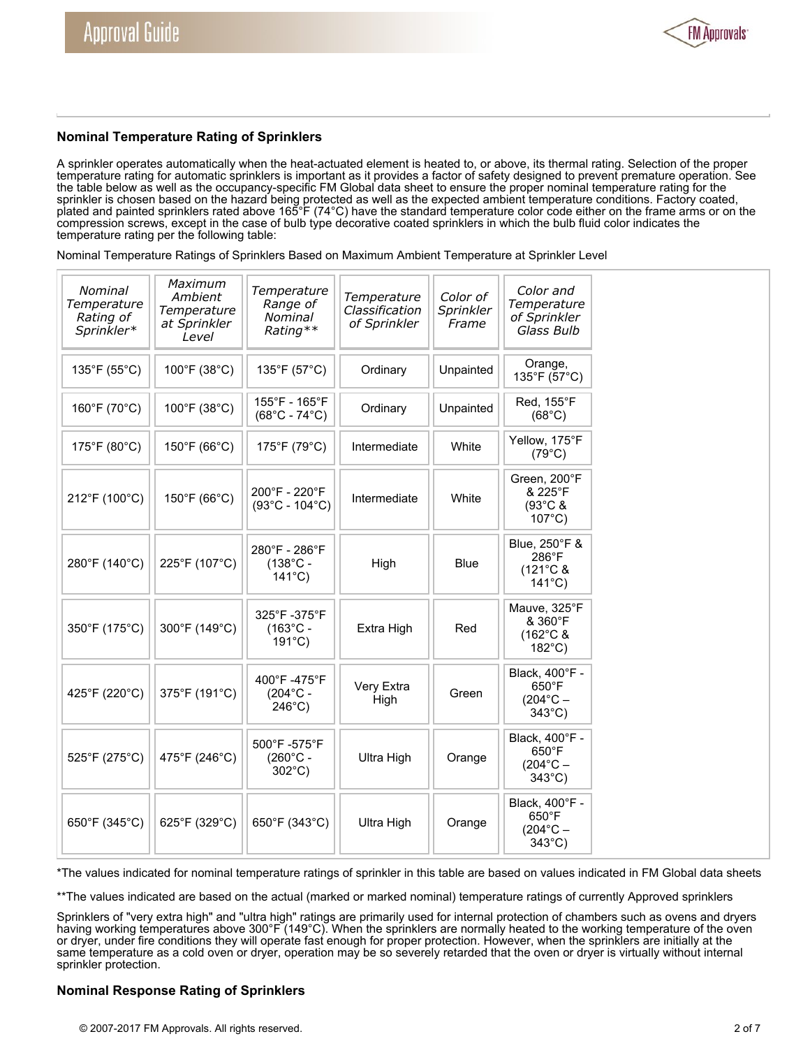## Nominal Temperature Rating of Sprinklers

A sprinkler operates automatically when the heat-actuated element is heated to, or above, its thermal rating. Selection of the proper temperature rating for automatic sprinklers is important as it provides a factor of safety designed to prevent premature operation. See the table below as well as the occupancy-specific FM Global data sheet to ensure the proper nominal temperature rating for the sprinkler is chosen based on the hazard being protected as well as the expected ambient temperature conditions. Factory coated, plated and painted sprinklers rated above 165°F (74°C) have the standard temperature color code either on the frame arms or on the compression screws, except in the case of bulb type decorative coated sprinklers in which the bulb fluid color indicates the temperature rating per the following table:

Nominal Temperature Ratings of Sprinklers Based on Maximum Ambient Temperature at Sprinkler Level

| *Nominal Temperature Rating of Sprinkler** | *Maximum Ambient Temperature at Sprinkler Level* | *Temperature Range of Nominal Rating*** | *Temperature Classification of Sprinkler* | *Color of Sprinkler Frame* | *Color and Temperature of Sprinkler Glass Bulb* |
|---|---|---|---|---|---|
| 135°F (55°C) | 100°F (38°C) | 135°F (57°C) | Ordinary | Unpainted | Orange, 135°F (57°C) |
| 160°F (70°C) | 100°F (38°C) | 155°F - 165°F (68°C - 74°C) | Ordinary | Unpainted | Red, 155°F (68°C) |
| 175°F (80°C) | 150°F (66°C) | 175°F (79°C) | Intermediate | White | Yellow, 175°F (79°C) |
| 212°F (100°C) | 150°F (66°C) | 200°F - 220°F (93°C - 104°C) | Intermediate | White | Green, 200°F & 225°F (93°C & 107°C) |
| 280°F (140°C) | 225°F (107°C) | 280°F - 286°F (138°C - 141°C) | High | Blue | Blue, 250°F & 286°F (121°C & 141°C) |
| 350°F (175°C) | 300°F (149°C) | 325°F -375°F (163°C - 191°C) | Extra High | Red | Mauve, 325°F & 360°F (162°C & 182°C) |
| 425°F (220°C) | 375°F (191°C) | 400°F -475°F (204°C - 246°C) | Very Extra High | Green | Black, 400°F - 650°F (204°C – 343°C) |
| 525°F (275°C) | 475°F (246°C) | 500°F -575°F (260°C - 302°C) | Ultra High | Orange | Black, 400°F - 650°F (204°C – 343°C) |
| 650°F (345°C) | 625°F (329°C) | 650°F (343°C) | Ultra High | Orange | Black, 400°F - 650°F (204°C – 343°C) |

*The values indicated for nominal temperature ratings of sprinkler in this table are based on values indicated in FM Global data sheets

**The values indicated are based on the actual (marked or marked nominal) temperature ratings of currently Approved sprinklers

Sprinklers of "very extra high" and "ultra high" ratings are primarily used for internal protection of chambers such as ovens and dryers having working temperatures above 300°F (149°C). When the sprinklers are normally heated to the working temperature of the oven or dryer, under fire conditions they will operate fast enough for proper protection. However, when the sprinklers are initially at the same temperature as a cold oven or dryer, operation may be so severely retarded that the oven or dryer is virtually without internal sprinkler protection.

## Nominal Response Rating of Sprinklers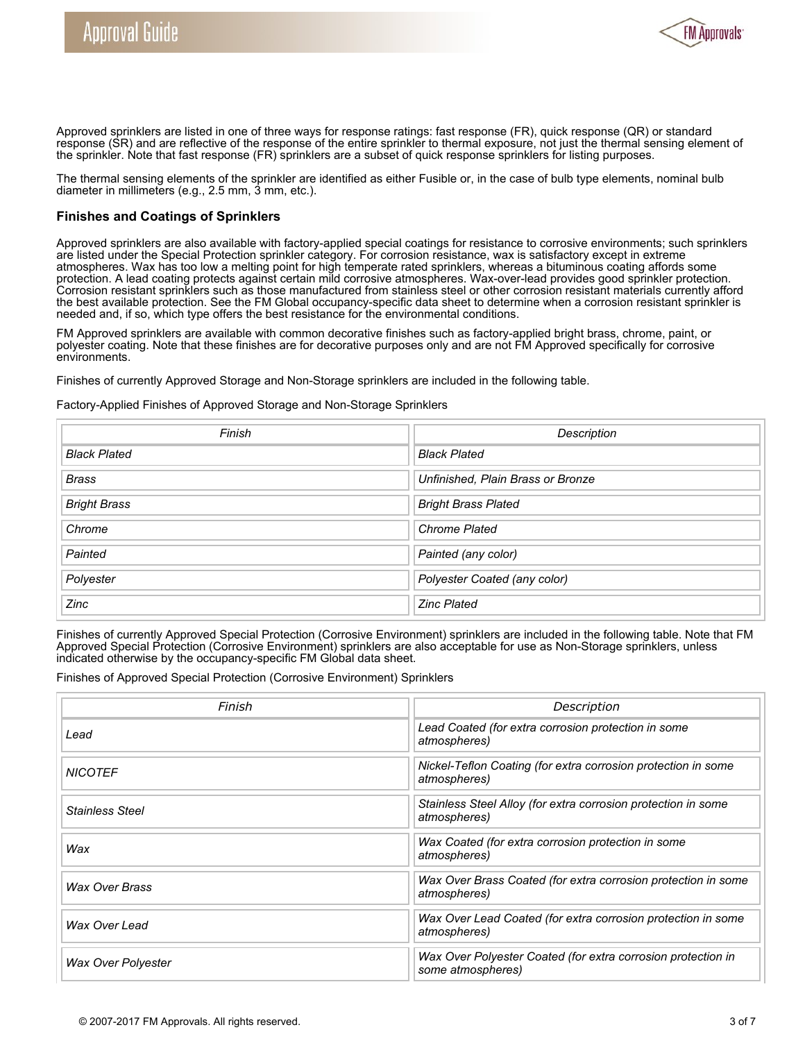Approved sprinklers are listed in one of three ways for response ratings: fast response (FR), quick response (QR) or standard response (SR) and are reflective of the response of the entire sprinkler to thermal exposure, not just the thermal sensing element of the sprinkler. Note that fast response (FR) sprinklers are a subset of quick response sprinklers for listing purposes.

The thermal sensing elements of the sprinkler are identified as either Fusible or, in the case of bulb type elements, nominal bulb diameter in millimeters (e.g., 2.5 mm, 3 mm, etc.).

### Finishes and Coatings of Sprinklers

Approved sprinklers are also available with factory-applied special coatings for resistance to corrosive environments; such sprinklers are listed under the Special Protection sprinkler category. For corrosion resistance, wax is satisfactory except in extreme atmospheres. Wax has too low a melting point for high temperate rated sprinklers, whereas a bituminous coating affords some protection. A lead coating protects against certain mild corrosive atmospheres. Wax-over-lead provides good sprinkler protection. Corrosion resistant sprinklers such as those manufactured from stainless steel or other corrosion resistant materials currently afford the best available protection. See the FM Global occupancy-specific data sheet to determine when a corrosion resistant sprinkler is needed and, if so, which type offers the best resistance for the environmental conditions.

FM Approved sprinklers are available with common decorative finishes such as factory-applied bright brass, chrome, paint, or polyester coating. Note that these finishes are for decorative purposes only and are not FM Approved specifically for corrosive environments.

Finishes of currently Approved Storage and Non-Storage sprinklers are included in the following table.

Factory-Applied Finishes of Approved Storage and Non-Storage Sprinklers

| *Finish* | *Description* |
|---|---|
| *Black Plated* | *Black Plated* |
| *Brass* | *Unfinished, Plain Brass or Bronze* |
| *Bright Brass* | *Bright Brass Plated* |
| *Chrome* | *Chrome Plated* |
| *Painted* | *Painted (any color)* |
| *Polyester* | *Polyester Coated (any color)* |
| *Zinc* | *Zinc Plated* |

Finishes of currently Approved Special Protection (Corrosive Environment) sprinklers are included in the following table. Note that FM Approved Special Protection (Corrosive Environment) sprinklers are also acceptable for use as Non-Storage sprinklers, unless indicated otherwise by the occupancy-specific FM Global data sheet.

Finishes of Approved Special Protection (Corrosive Environment) Sprinklers

| *Finish* | *Description* |
|---|---|
| *Lead* | *Lead Coated (for extra corrosion protection in some atmospheres)* |
| *NICOTEF* | *Nickel-Teflon Coating (for extra corrosion protection in some atmospheres)* |
| *Stainless Steel* | *Stainless Steel Alloy (for extra corrosion protection in some atmospheres)* |
| *Wax* | *Wax Coated (for extra corrosion protection in some atmospheres)* |
| *Wax Over Brass* | *Wax Over Brass Coated (for extra corrosion protection in some atmospheres)* |
| *Wax Over Lead* | *Wax Over Lead Coated (for extra corrosion protection in some atmospheres)* |
| *Wax Over Polyester* | *Wax Over Polyester Coated (for extra corrosion protection in some atmospheres)* |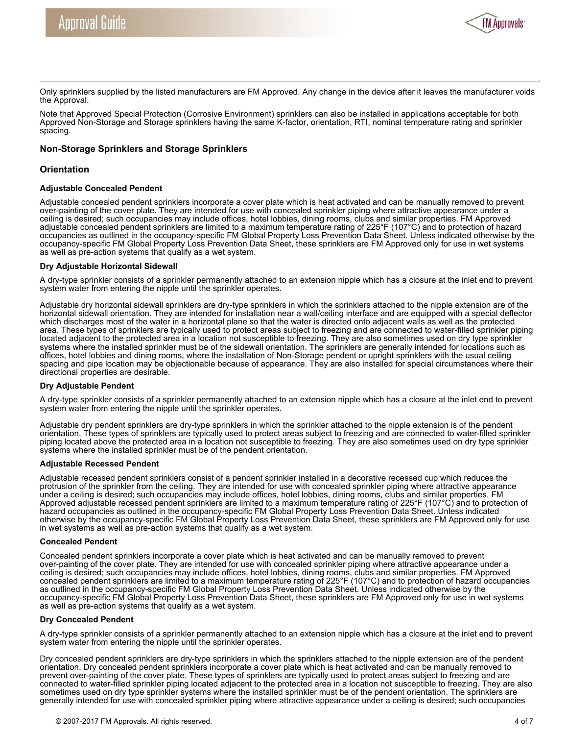Only sprinklers supplied by the listed manufacturers are FM Approved. Any change in the device after it leaves the manufacturer voids the Approval.

Note that Approved Special Protection (Corrosive Environment) sprinklers can also be installed in applications acceptable for both Approved Non-Storage and Storage sprinklers having the same K-factor, orientation, RTI, nominal temperature rating and sprinkler spacing.

## Non-Storage Sprinklers and Storage Sprinklers

## Orientation

#### Adjustable Concealed Pendent

Adjustable concealed pendent sprinklers incorporate a cover plate which is heat activated and can be manually removed to prevent over-painting of the cover plate. They are intended for use with concealed sprinkler piping where attractive appearance under a ceiling is desired; such occupancies may include offices, hotel lobbies, dining rooms, clubs and similar properties. FM Approved adjustable concealed pendent sprinklers are limited to a maximum temperature rating of 225°F (107°C) and to protection of hazard occupancies as outlined in the occupancy-specific FM Global Property Loss Prevention Data Sheet. Unless indicated otherwise by the occupancy-specific FM Global Property Loss Prevention Data Sheet, these sprinklers are FM Approved only for use in wet systems as well as pre-action systems that qualify as a wet system.

#### Dry Adjustable Horizontal Sidewall

A dry-type sprinkler consists of a sprinkler permanently attached to an extension nipple which has a closure at the inlet end to prevent system water from entering the nipple until the sprinkler operates.

Adjustable dry horizontal sidewall sprinklers are dry-type sprinklers in which the sprinklers attached to the nipple extension are of the horizontal sidewall orientation. They are intended for installation near a wall/ceiling interface and are equipped with a special deflector which discharges most of the water in a horizontal plane so that the water is directed onto adjacent walls as well as the protected area. These types of sprinklers are typically used to protect areas subject to freezing and are connected to water-filled sprinkler piping located adjacent to the protected area in a location not susceptible to freezing. They are also sometimes used on dry type sprinkler systems where the installed sprinkler must be of the sidewall orientation. The sprinklers are generally intended for locations such as offices, hotel lobbies and dining rooms, where the installation of Non-Storage pendent or upright sprinklers with the usual ceiling spacing and pipe location may be objectionable because of appearance. They are also installed for special circumstances where their directional properties are desirable.

#### Dry Adjustable Pendent

A dry-type sprinkler consists of a sprinkler permanently attached to an extension nipple which has a closure at the inlet end to prevent system water from entering the nipple until the sprinkler operates.

Adjustable dry pendent sprinklers are dry-type sprinklers in which the sprinkler attached to the nipple extension is of the pendent orientation. These types of sprinklers are typically used to protect areas subject to freezing and are connected to water-filled sprinkler piping located above the protected area in a location not susceptible to freezing. They are also sometimes used on dry type sprinkler systems where the installed sprinkler must be of the pendent orientation.

#### Adjustable Recessed Pendent

Adjustable recessed pendent sprinklers consist of a pendent sprinkler installed in a decorative recessed cup which reduces the protrusion of the sprinkler from the ceiling. They are intended for use with concealed sprinkler piping where attractive appearance under a ceiling is desired; such occupancies may include offices, hotel lobbies, dining rooms, clubs and similar properties. FM Approved adjustable recessed pendent sprinklers are limited to a maximum temperature rating of 225°F (107°C) and to protection of hazard occupancies as outlined in the occupancy-specific FM Global Property Loss Prevention Data Sheet. Unless indicated otherwise by the occupancy-specific FM Global Property Loss Prevention Data Sheet, these sprinklers are FM Approved only for use in wet systems as well as pre-action systems that qualify as a wet system.

#### Concealed Pendent

Concealed pendent sprinklers incorporate a cover plate which is heat activated and can be manually removed to prevent over-painting of the cover plate. They are intended for use with concealed sprinkler piping where attractive appearance under a ceiling is desired; such occupancies may include offices, hotel lobbies, dining rooms, clubs and similar properties. FM Approved concealed pendent sprinklers are limited to a maximum temperature rating of 225°F (107°C) and to protection of hazard occupancies as outlined in the occupancy-specific FM Global Property Loss Prevention Data Sheet. Unless indicated otherwise by the occupancy-specific FM Global Property Loss Prevention Data Sheet, these sprinklers are FM Approved only for use in wet systems as well as pre-action systems that qualify as a wet system.

#### Dry Concealed Pendent

A dry-type sprinkler consists of a sprinkler permanently attached to an extension nipple which has a closure at the inlet end to prevent system water from entering the nipple until the sprinkler operates.

Dry concealed pendent sprinklers are dry-type sprinklers in which the sprinklers attached to the nipple extension are of the pendent orientation. Dry concealed pendent sprinklers incorporate a cover plate which is heat activated and can be manually removed to prevent over-painting of the cover plate. These types of sprinklers are typically used to protect areas subject to freezing and are connected to water-filled sprinkler piping located adjacent to the protected area in a location not susceptible to freezing. They are also sometimes used on dry type sprinkler systems where the installed sprinkler must be of the pendent orientation. The sprinklers are generally intended for use with concealed sprinkler piping where attractive appearance under a ceiling is desired; such occupancies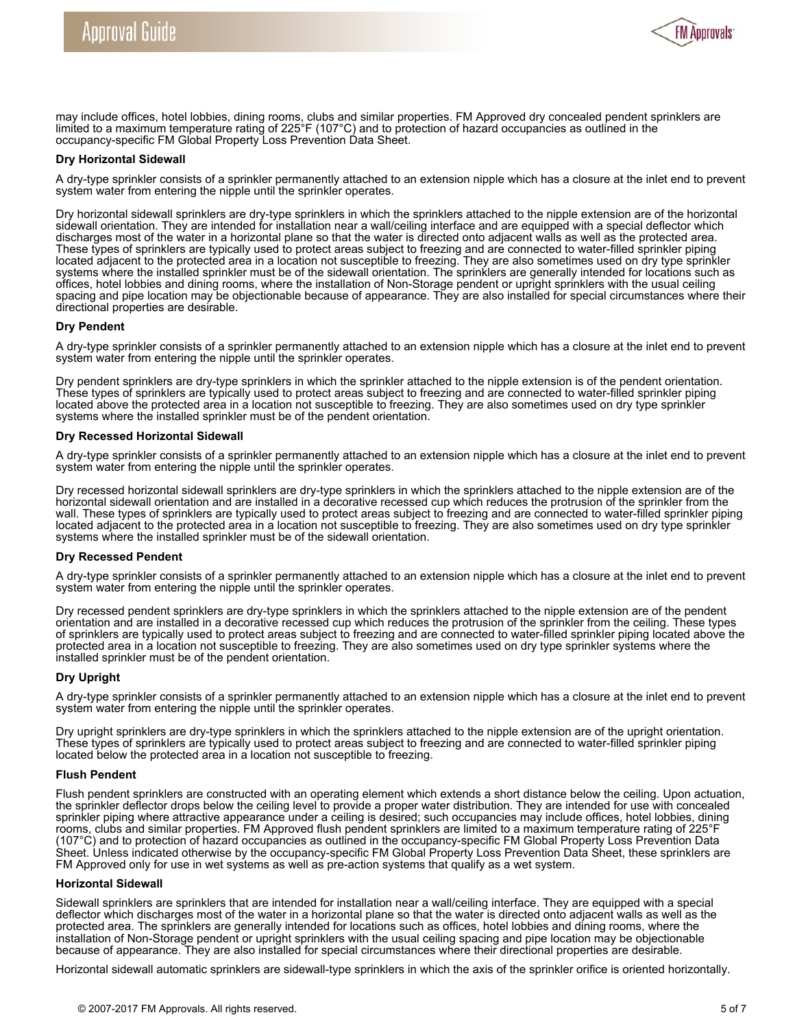may include offices, hotel lobbies, dining rooms, clubs and similar properties. FM Approved dry concealed pendent sprinklers are limited to a maximum temperature rating of 225°F (107°C) and to protection of hazard occupancies as outlined in the occupancy-specific FM Global Property Loss Prevention Data Sheet.

**Dry Horizontal Sidewall**

A dry-type sprinkler consists of a sprinkler permanently attached to an extension nipple which has a closure at the inlet end to prevent system water from entering the nipple until the sprinkler operates.

Dry horizontal sidewall sprinklers are dry-type sprinklers in which the sprinklers attached to the nipple extension are of the horizontal sidewall orientation. They are intended for installation near a wall/ceiling interface and are equipped with a special deflector which discharges most of the water in a horizontal plane so that the water is directed onto adjacent walls as well as the protected area. These types of sprinklers are typically used to protect areas subject to freezing and are connected to water-filled sprinkler piping located adjacent to the protected area in a location not susceptible to freezing. They are also sometimes used on dry type sprinkler systems where the installed sprinkler must be of the sidewall orientation. The sprinklers are generally intended for locations such as offices, hotel lobbies and dining rooms, where the installation of Non-Storage pendent or upright sprinklers with the usual ceiling spacing and pipe location may be objectionable because of appearance. They are also installed for special circumstances where their directional properties are desirable.

**Dry Pendent**

A dry-type sprinkler consists of a sprinkler permanently attached to an extension nipple which has a closure at the inlet end to prevent system water from entering the nipple until the sprinkler operates.

Dry pendent sprinklers are dry-type sprinklers in which the sprinkler attached to the nipple extension is of the pendent orientation. These types of sprinklers are typically used to protect areas subject to freezing and are connected to water-filled sprinkler piping located above the protected area in a location not susceptible to freezing. They are also sometimes used on dry type sprinkler systems where the installed sprinkler must be of the pendent orientation.

**Dry Recessed Horizontal Sidewall**

A dry-type sprinkler consists of a sprinkler permanently attached to an extension nipple which has a closure at the inlet end to prevent system water from entering the nipple until the sprinkler operates.

Dry recessed horizontal sidewall sprinklers are dry-type sprinklers in which the sprinklers attached to the nipple extension are of the horizontal sidewall orientation and are installed in a decorative recessed cup which reduces the protrusion of the sprinkler from the wall. These types of sprinklers are typically used to protect areas subject to freezing and are connected to water-filled sprinkler piping located adjacent to the protected area in a location not susceptible to freezing. They are also sometimes used on dry type sprinkler systems where the installed sprinkler must be of the sidewall orientation.

**Dry Recessed Pendent**

A dry-type sprinkler consists of a sprinkler permanently attached to an extension nipple which has a closure at the inlet end to prevent system water from entering the nipple until the sprinkler operates.

Dry recessed pendent sprinklers are dry-type sprinklers in which the sprinklers attached to the nipple extension are of the pendent orientation and are installed in a decorative recessed cup which reduces the protrusion of the sprinkler from the ceiling. These types of sprinklers are typically used to protect areas subject to freezing and are connected to water-filled sprinkler piping located above the protected area in a location not susceptible to freezing. They are also sometimes used on dry type sprinkler systems where the installed sprinkler must be of the pendent orientation.

**Dry Upright**

A dry-type sprinkler consists of a sprinkler permanently attached to an extension nipple which has a closure at the inlet end to prevent system water from entering the nipple until the sprinkler operates.

Dry upright sprinklers are dry-type sprinklers in which the sprinklers attached to the nipple extension are of the upright orientation. These types of sprinklers are typically used to protect areas subject to freezing and are connected to water-filled sprinkler piping located below the protected area in a location not susceptible to freezing.

**Flush Pendent**

Flush pendent sprinklers are constructed with an operating element which extends a short distance below the ceiling. Upon actuation, the sprinkler deflector drops below the ceiling level to provide a proper water distribution. They are intended for use with concealed sprinkler piping where attractive appearance under a ceiling is desired; such occupancies may include offices, hotel lobbies, dining rooms, clubs and similar properties. FM Approved flush pendent sprinklers are limited to a maximum temperature rating of 225°F (107°C) and to protection of hazard occupancies as outlined in the occupancy-specific FM Global Property Loss Prevention Data Sheet. Unless indicated otherwise by the occupancy-specific FM Global Property Loss Prevention Data Sheet, these sprinklers are FM Approved only for use in wet systems as well as pre-action systems that qualify as a wet system.

**Horizontal Sidewall**

Sidewall sprinklers are sprinklers that are intended for installation near a wall/ceiling interface. They are equipped with a special deflector which discharges most of the water in a horizontal plane so that the water is directed onto adjacent walls as well as the protected area. The sprinklers are generally intended for locations such as offices, hotel lobbies and dining rooms, where the installation of Non-Storage pendent or upright sprinklers with the usual ceiling spacing and pipe location may be objectionable because of appearance. They are also installed for special circumstances where their directional properties are desirable.

Horizontal sidewall automatic sprinklers are sidewall-type sprinklers in which the axis of the sprinkler orifice is oriented horizontally.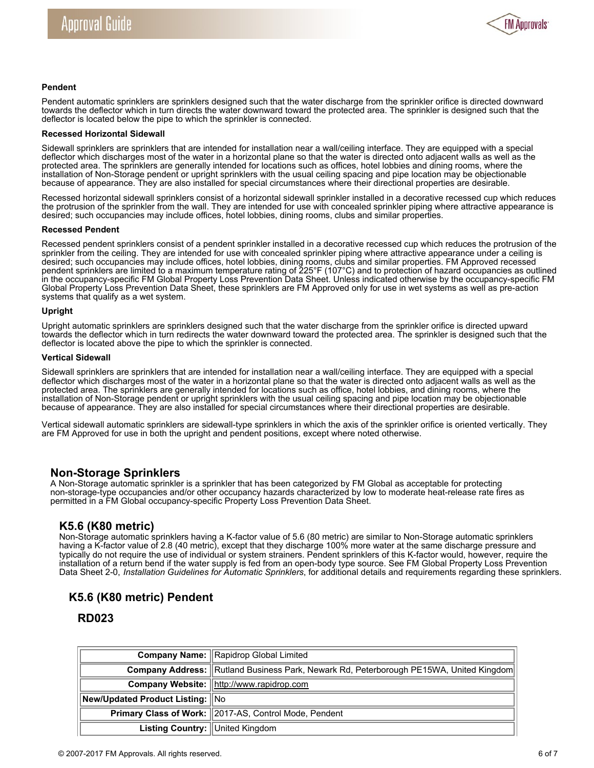#### Pendent

Pendent automatic sprinklers are sprinklers designed such that the water discharge from the sprinkler orifice is directed downward towards the deflector which in turn directs the water downward toward the protected area. The sprinkler is designed such that the deflector is located below the pipe to which the sprinkler is connected.

#### Recessed Horizontal Sidewall

Sidewall sprinklers are sprinklers that are intended for installation near a wall/ceiling interface. They are equipped with a special deflector which discharges most of the water in a horizontal plane so that the water is directed onto adjacent walls as well as the protected area. The sprinklers are generally intended for locations such as offices, hotel lobbies and dining rooms, where the installation of Non-Storage pendent or upright sprinklers with the usual ceiling spacing and pipe location may be objectionable because of appearance. They are also installed for special circumstances where their directional properties are desirable.

Recessed horizontal sidewall sprinklers consist of a horizontal sidewall sprinkler installed in a decorative recessed cup which reduces the protrusion of the sprinkler from the wall. They are intended for use with concealed sprinkler piping where attractive appearance is desired; such occupancies may include offices, hotel lobbies, dining rooms, clubs and similar properties.

#### Recessed Pendent

Recessed pendent sprinklers consist of a pendent sprinkler installed in a decorative recessed cup which reduces the protrusion of the sprinkler from the ceiling. They are intended for use with concealed sprinkler piping where attractive appearance under a ceiling is desired; such occupancies may include offices, hotel lobbies, dining rooms, clubs and similar properties. FM Approved recessed pendent sprinklers are limited to a maximum temperature rating of 225°F (107°C) and to protection of hazard occupancies as outlined in the occupancy-specific FM Global Property Loss Prevention Data Sheet. Unless indicated otherwise by the occupancy-specific FM Global Property Loss Prevention Data Sheet, these sprinklers are FM Approved only for use in wet systems as well as pre-action systems that qualify as a wet system.

#### Upright

Upright automatic sprinklers are sprinklers designed such that the water discharge from the sprinkler orifice is directed upward towards the deflector which in turn redirects the water downward toward the protected area. The sprinkler is designed such that the deflector is located above the pipe to which the sprinkler is connected.

#### Vertical Sidewall

Sidewall sprinklers are sprinklers that are intended for installation near a wall/ceiling interface. They are equipped with a special deflector which discharges most of the water in a horizontal plane so that the water is directed onto adjacent walls as well as the protected area. The sprinklers are generally intended for locations such as office, hotel lobbies, and dining rooms, where the installation of Non-Storage pendent or upright sprinklers with the usual ceiling spacing and pipe location may be objectionable because of appearance. They are also installed for special circumstances where their directional properties are desirable.

Vertical sidewall automatic sprinklers are sidewall-type sprinklers in which the axis of the sprinkler orifice is oriented vertically. They are FM Approved for use in both the upright and pendent positions, except where noted otherwise.

## Non-Storage Sprinklers

A Non-Storage automatic sprinkler is a sprinkler that has been categorized by FM Global as acceptable for protecting non-storage-type occupancies and/or other occupancy hazards characterized by low to moderate heat-release rate fires as permitted in a FM Global occupancy-specific Property Loss Prevention Data Sheet.

### K5.6 (K80 metric)

Non-Storage automatic sprinklers having a K-factor value of 5.6 (80 metric) are similar to Non-Storage automatic sprinklers having a K-factor value of 2.8 (40 metric), except that they discharge 100% more water at the same discharge pressure and typically do not require the use of individual or system strainers. Pendent sprinklers of this K-factor would, however, require the installation of a return bend if the water supply is fed from an open-body type source. See FM Global Property Loss Prevention Data Sheet 2-0, *Installation Guidelines for Automatic Sprinklers*, for additional details and requirements regarding these sprinklers.

### K5.6 (K80 metric) Pendent

### RD023

| | |
|---|---|
| **Company Name:** | Rapidrop Global Limited |
| **Company Address:** | Rutland Business Park, Newark Rd, Peterborough PE15WA, United Kingdom |
| **Company Website:** | http://www.rapidrop.com |
| **New/Updated Product Listing:** | No |
| **Primary Class of Work:** | 2017-AS, Control Mode, Pendent |
| **Listing Country:** | United Kingdom |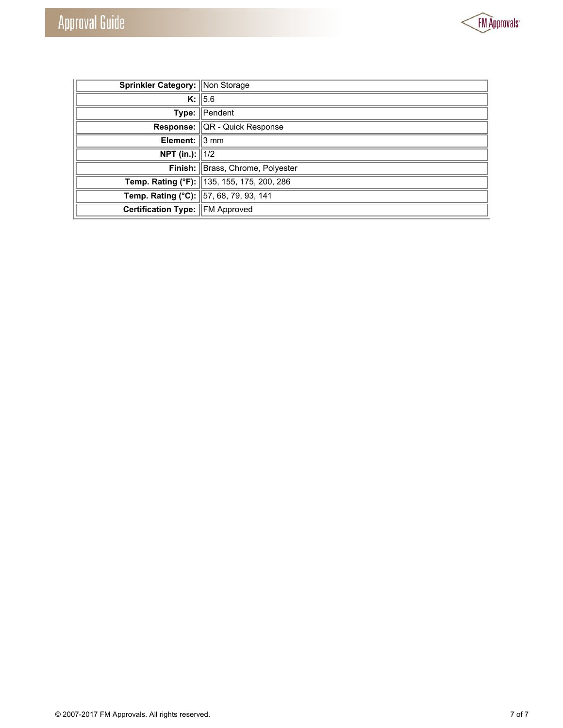| | |
|---|---|
| **Sprinkler Category:** | Non Storage |
| **K:** | 5.6 |
| **Type:** | Pendent |
| **Response:** | QR - Quick Response |
| **Element:** | 3 mm |
| **NPT (in.):** | 1/2 |
| **Finish:** | Brass, Chrome, Polyester |
| **Temp. Rating (°F):** | 135, 155, 175, 200, 286 |
| **Temp. Rating (°C):** | 57, 68, 79, 93, 141 |
| **Certification Type:** | FM Approved |